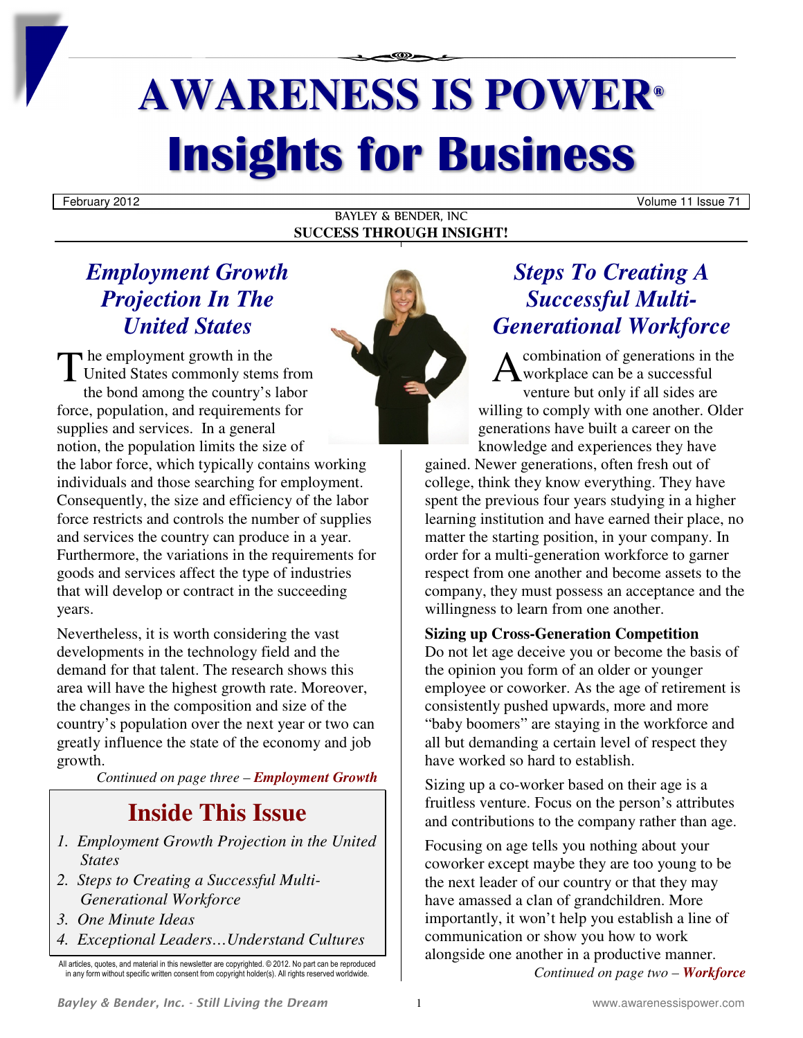# AWARENESS IS POWER®

# Insights for Business

February 2012 — Volume 11 Issue 71

BAYLEY & BENDER, INC

**SUCCESS THROUGH INSIGHT!**

## *Employment Growth Projection In The United States*

The employment growth in the United States commonly stems from the bond among the country's labor force, population, and requirements for supplies and services. In a general notion, the population limits the size of the labor force, which typically contains working individuals and those searching for employment. Consequently, the size and efficiency of the labor force restricts and controls the number of supplies and services the country can produce in a year. Furthermore, the variations in the requirements for goods and services affect the type of industries that will develop or contract in the succeeding years.

Nevertheless, it is worth considering the vast developments in the technology field and the demand for that talent. The research shows this area will have the highest growth rate. Moreover, the changes in the composition and size of the country's population over the next year or two can greatly influence the state of the economy and job growth.

*Continued on page three – **Employment Growth***

## Inside This Issue

1. *Employment Growth Projection in the United States*
2. *Steps to Creating a Successful Multi-Generational Workforce*
3. *One Minute Ideas*
4. *Exceptional Leaders…Understand Cultures*

All articles, quotes, and material in this newsletter are copyrighted. © 2012. No part can be reproduced in any form without specific written consent from copyright holder(s). All rights reserved worldwide.

## *Steps To Creating A Successful Multi-Generational Workforce*

A combination of generations in the workplace can be a successful venture but only if all sides are willing to comply with one another. Older generations have built a career on the knowledge and experiences they have gained. Newer generations, often fresh out of college, think they know everything. They have spent the previous four years studying in a higher learning institution and have earned their place, no matter the starting position, in your company. In order for a multi-generation workforce to garner respect from one another and become assets to the company, they must possess an acceptance and the willingness to learn from one another.

**Sizing up Cross-Generation Competition**

Do not let age deceive you or become the basis of the opinion you form of an older or younger employee or coworker. As the age of retirement is consistently pushed upwards, more and more "baby boomers" are staying in the workforce and all but demanding a certain level of respect they have worked so hard to establish.

Sizing up a co-worker based on their age is a fruitless venture. Focus on the person's attributes and contributions to the company rather than age.

Focusing on age tells you nothing about your coworker except maybe they are too young to be the next leader of our country or that they may have amassed a clan of grandchildren. More importantly, it won't help you establish a line of communication or show you how to work alongside one another in a productive manner.

*Continued on page two – **Workforce***

*Bayley & Bender, Inc. - Still Living the Dream*

www.awarenessispower.com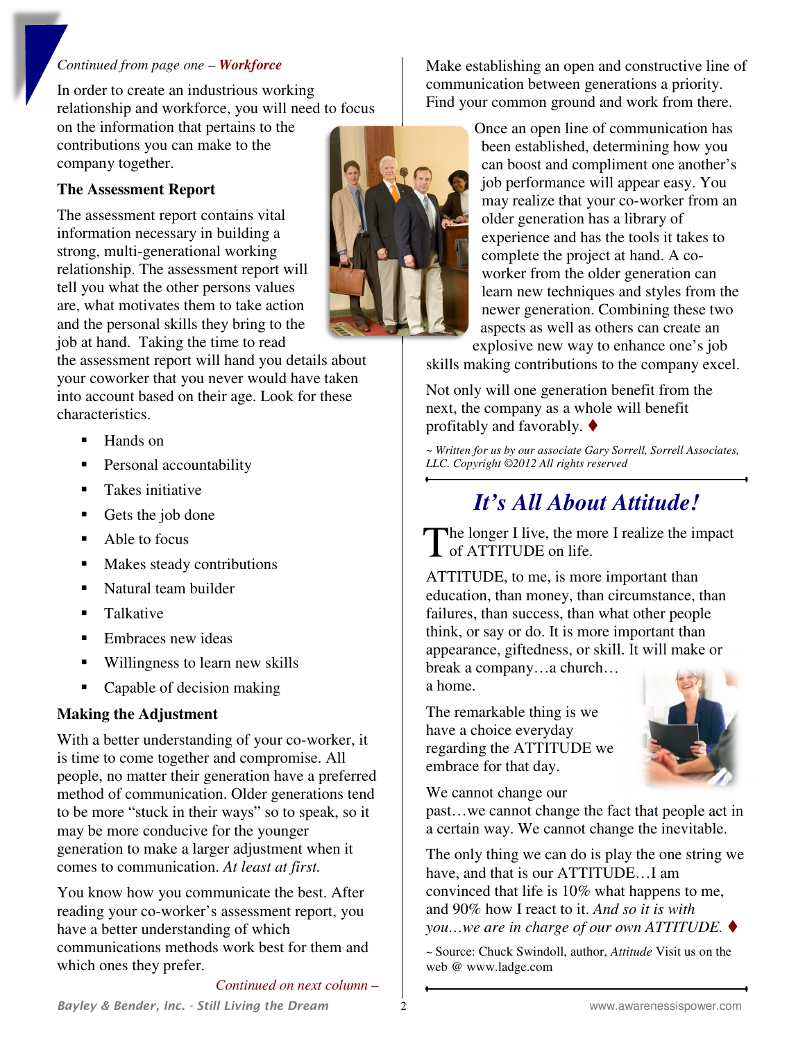*Continued from page one – **Workforce***

In order to create an industrious working relationship and workforce, you will need to focus on the information that pertains to the contributions you can make to the company together.

### The Assessment Report

The assessment report contains vital information necessary in building a strong, multi-generational working relationship. The assessment report will tell you what the other persons values are, what motivates them to take action and the personal skills they bring to the job at hand. Taking the time to read the assessment report will hand you details about your coworker that you never would have taken into account based on their age. Look for these characteristics.

- Hands on
- Personal accountability
- Takes initiative
- Gets the job done
- Able to focus
- Makes steady contributions
- Natural team builder
- Talkative
- Embraces new ideas
- Willingness to learn new skills
- Capable of decision making

### Making the Adjustment

With a better understanding of your co-worker, it is time to come together and compromise. All people, no matter their generation have a preferred method of communication. Older generations tend to be more "stuck in their ways" so to speak, so it may be more conducive for the younger generation to make a larger adjustment when it comes to communication. *At least at first.*

You know how you communicate the best. After reading your co-worker's assessment report, you have a better understanding of which communications methods work best for them and which ones they prefer.

*Continued on next column –*

Make establishing an open and constructive line of communication between generations a priority. Find your common ground and work from there.

Once an open line of communication has been established, determining how you can boost and compliment one another's job performance will appear easy. You may realize that your co-worker from an older generation has a library of experience and has the tools it takes to complete the project at hand. A co-worker from the older generation can learn new techniques and styles from the newer generation. Combining these two aspects as well as others can create an explosive new way to enhance one's job skills making contributions to the company excel.

Not only will one generation benefit from the next, the company as a whole will benefit profitably and favorably. ♦

*~ Written for us by our associate Gary Sorrell, Sorrell Associates, LLC. Copyright ©2012 All rights reserved*

## *It's All About Attitude!*

The longer I live, the more I realize the impact of ATTITUDE on life.

ATTITUDE, to me, is more important than education, than money, than circumstance, than failures, than success, than what other people think, or say or do. It is more important than appearance, giftedness, or skill. It will make or break a company…a church…a home.

The remarkable thing is we have a choice everyday regarding the ATTITUDE we embrace for that day.

We cannot change our past…we cannot change the fact that people act in a certain way. We cannot change the inevitable.

The only thing we can do is play the one string we have, and that is our ATTITUDE…I am convinced that life is 10% what happens to me, and 90% how I react to it. *And so it is with you…we are in charge of our own ATTITUDE.* ♦

~ Source: Chuck Swindoll, author, *Attitude* Visit us on the web @ www.ladge.com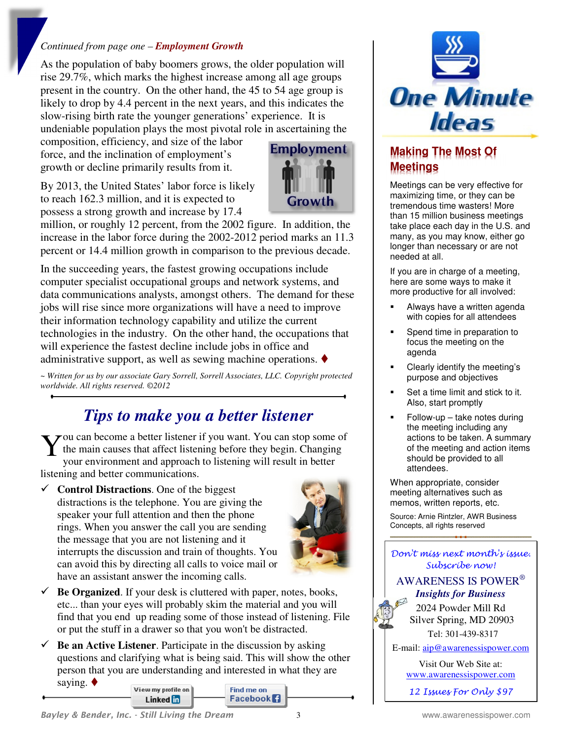*Continued from page one – **Employment Growth***

As the population of baby boomers grows, the older population will rise 29.7%, which marks the highest increase among all age groups present in the country. On the other hand, the 45 to 54 age group is likely to drop by 4.4 percent in the next years, and this indicates the slow-rising birth rate the younger generations' experience. It is undeniable population plays the most pivotal role in ascertaining the composition, efficiency, and size of the labor force, and the inclination of employment's growth or decline primarily results from it.

By 2013, the United States' labor force is likely to reach 162.3 million, and it is expected to possess a strong growth and increase by 17.4 million, or roughly 12 percent, from the 2002 figure. In addition, the increase in the labor force during the 2002-2012 period marks an 11.3 percent or 14.4 million growth in comparison to the previous decade.

In the succeeding years, the fastest growing occupations include computer specialist occupational groups and network systems, and data communications analysts, amongst others. The demand for these jobs will rise since more organizations will have a need to improve their information technology capability and utilize the current technologies in the industry. On the other hand, the occupations that will experience the fastest decline include jobs in office and administrative support, as well as sewing machine operations. ♦

*~ Written for us by our associate Gary Sorrell, Sorrell Associates, LLC. Copyright protected worldwide. All rights reserved. ©2012*

## *Tips to make you a better listener*

You can become a better listener if you want. You can stop some of the main causes that affect listening before they begin. Changing your environment and approach to listening will result in better listening and better communications.

- ✓ **Control Distractions**. One of the biggest distractions is the telephone. You are giving the speaker your full attention and then the phone rings. When you answer the call you are sending the message that you are not listening and it interrupts the discussion and train of thoughts. You can avoid this by directing all calls to voice mail or have an assistant answer the incoming calls.
- ✓ **Be Organized**. If your desk is cluttered with paper, notes, books, etc... than your eyes will probably skim the material and you will find that you end up reading some of those instead of listening. File or put the stuff in a drawer so that you won't be distracted.
- ✓ **Be an Active Listener**. Participate in the discussion by asking questions and clarifying what is being said. This will show the other person that you are understanding and interested in what they are saying. ♦

View my profile on LinkedIn | Find me on Facebook

# One Minute Ideas

## Making The Most Of Meetings

Meetings can be very effective for maximizing time, or they can be tremendous time wasters! More than 15 million business meetings take place each day in the U.S. and many, as you may know, either go longer than necessary or are not needed at all.

If you are in charge of a meeting, here are some ways to make it more productive for all involved:

- Always have a written agenda with copies for all attendees
- Spend time in preparation to focus the meeting on the agenda
- Clearly identify the meeting's purpose and objectives
- Set a time limit and stick to it. Also, start promptly
- Follow-up – take notes during the meeting including any actions to be taken. A summary of the meeting and action items should be provided to all attendees.

When appropriate, consider meeting alternatives such as memos, written reports, etc.

Source: Arnie Rintzler, AWR Business Concepts, all rights reserved

*Don't miss next month's issue. Subscribe now!*

AWARENESS IS POWER®
***Insights for Business***
2024 Powder Mill Rd
Silver Spring, MD 20903
Tel: 301-439-8317
E-mail: aip@awarenessispower.com

Visit Our Web Site at:
www.awarenessispower.com

*12 Issues For Only $97*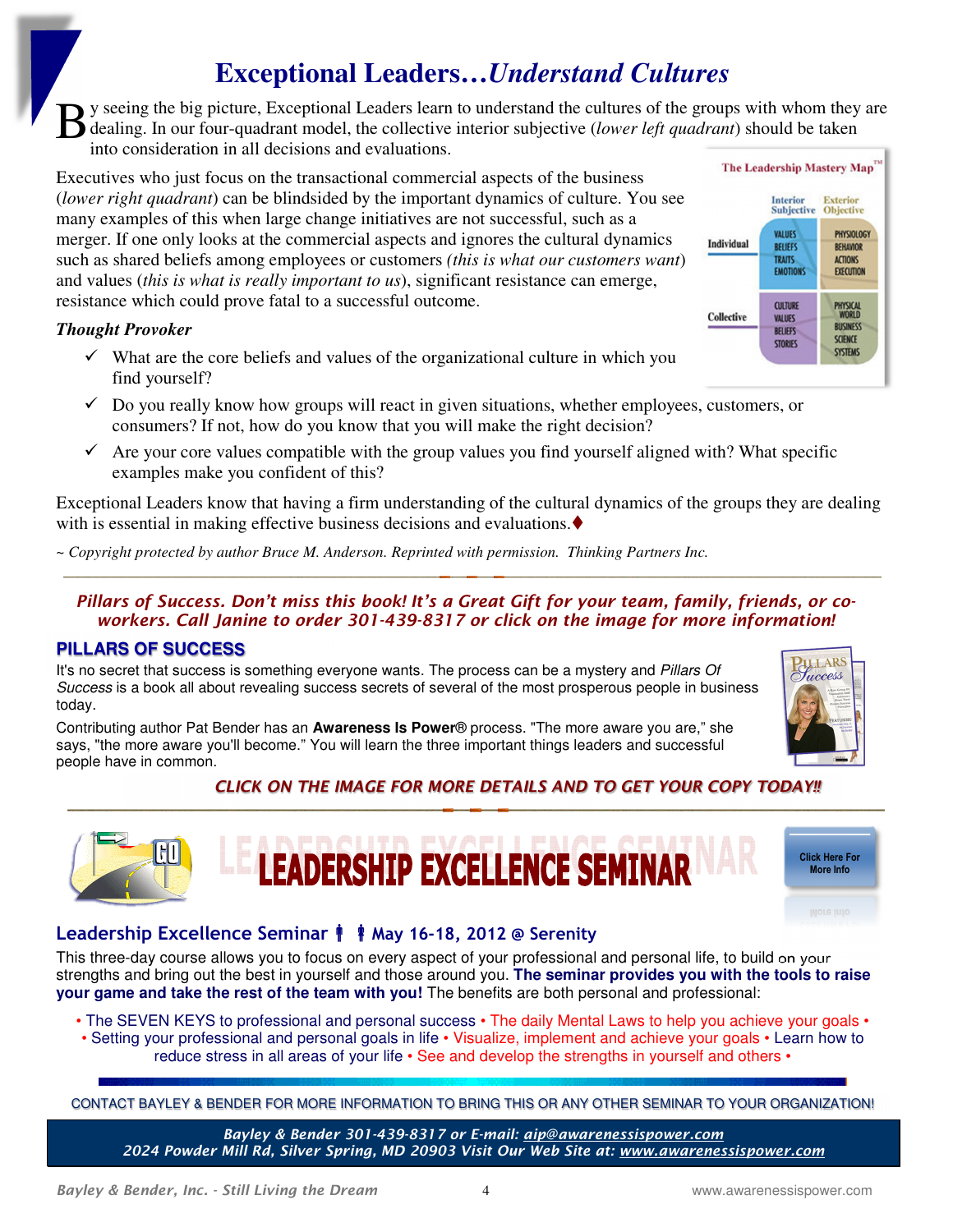# Exceptional Leaders…*Understand Cultures*

By seeing the big picture, Exceptional Leaders learn to understand the cultures of the groups with whom they are dealing. In our four-quadrant model, the collective interior subjective (*lower left quadrant*) should be taken into consideration in all decisions and evaluations.

Executives who just focus on the transactional commercial aspects of the business (*lower right quadrant*) can be blindsided by the important dynamics of culture. You see many examples of this when large change initiatives are not successful, such as a merger. If one only looks at the commercial aspects and ignores the cultural dynamics such as shared beliefs among employees or customers *(this is what our customers want)* and values (*this is what is really important to us*), significant resistance can emerge, resistance which could prove fatal to a successful outcome.

The Leadership Mastery Map™

| | Interior Subjective | Exterior Objective |
|---|---|---|
| Individual | VALUES BELIEFS TRAITS EMOTIONS | PHYSIOLOGY BEHAVIOR ACTIONS EXECUTION |
| Collective | CULTURE VALUES BELIEFS STORIES | PHYSICAL WORLD BUSINESS SCIENCE SYSTEMS |

***Thought Provoker***

- ✓ What are the core beliefs and values of the organizational culture in which you find yourself?
- ✓ Do you really know how groups will react in given situations, whether employees, customers, or consumers? If not, how do you know that you will make the right decision?
- ✓ Are your core values compatible with the group values you find yourself aligned with? What specific examples make you confident of this?

Exceptional Leaders know that having a firm understanding of the cultural dynamics of the groups they are dealing with is essential in making effective business decisions and evaluations.♦

*~ Copyright protected by author Bruce M. Anderson. Reprinted with permission. Thinking Partners Inc.*

---

***Pillars of Success. Don't miss this book! It's a Great Gift for your team, family, friends, or co-workers. Call Janine to order 301-439-8317 or click on the image for more information!***

## PILLARS OF SUCCESS

It's no secret that success is something everyone wants. The process can be a mystery and *Pillars Of Success* is a book all about revealing success secrets of several of the most prosperous people in business today.

Contributing author Pat Bender has an **Awareness Is Power**® process. "The more aware you are," she says, "the more aware you'll become." You will learn the three important things leaders and successful people have in common.

***CLICK ON THE IMAGE FOR MORE DETAILS AND TO GET YOUR COPY TODAY!!***

---

# LEADERSHIP EXCELLENCE SEMINAR

Click Here For More Info

## Leadership Excellence Seminar May 16-18, 2012 @ Serenity

This three-day course allows you to focus on every aspect of your professional and personal life, to build on your strengths and bring out the best in yourself and those around you. **The seminar provides you with the tools to raise your game and take the rest of the team with you!** The benefits are both personal and professional:

• The SEVEN KEYS to professional and personal success • The daily Mental Laws to help you achieve your goals • Setting your professional and personal goals in life • Visualize, implement and achieve your goals • Learn how to reduce stress in all areas of your life • See and develop the strengths in yourself and others •

CONTACT BAYLEY & BENDER FOR MORE INFORMATION TO BRING THIS OR ANY OTHER SEMINAR TO YOUR ORGANIZATION!

***Bayley & Bender 301-439-8317 or E-mail: aip@awarenessispower.com***
***2024 Powder Mill Rd, Silver Spring, MD 20903 Visit Our Web Site at: www.awarenessispower.com***